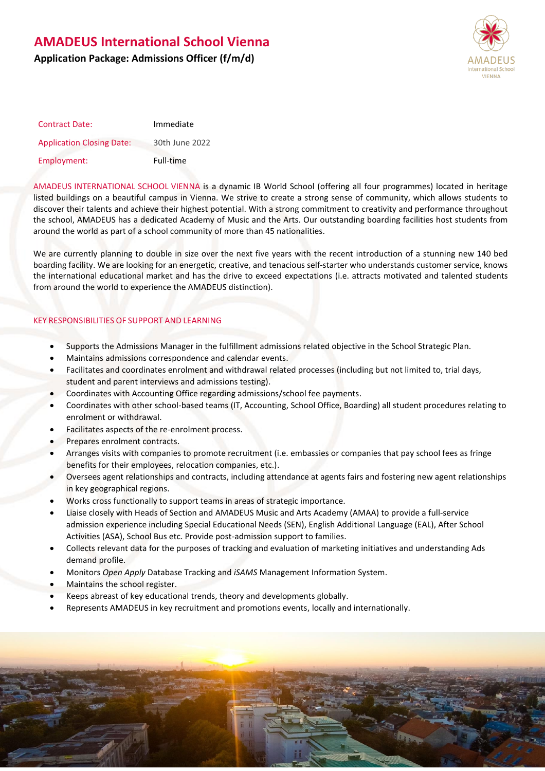# AMADEUS International School Vienna

## Application Package: Admissions Officer (f/m/d)

| | |
|---|---|
| Contract Date: | Immediate |
| Application Closing Date: | 30th June 2022 |
| Employment: | Full-time |

AMADEUS INTERNATIONAL SCHOOL VIENNA is a dynamic IB World School (offering all four programmes) located in heritage listed buildings on a beautiful campus in Vienna. We strive to create a strong sense of community, which allows students to discover their talents and achieve their highest potential. With a strong commitment to creativity and performance throughout the school, AMADEUS has a dedicated Academy of Music and the Arts. Our outstanding boarding facilities host students from around the world as part of a school community of more than 45 nationalities.

We are currently planning to double in size over the next five years with the recent introduction of a stunning new 140 bed boarding facility. We are looking for an energetic, creative, and tenacious self-starter who understands customer service, knows the international educational market and has the drive to exceed expectations (i.e. attracts motivated and talented students from around the world to experience the AMADEUS distinction).

### KEY RESPONSIBILITIES OF SUPPORT AND LEARNING

- Supports the Admissions Manager in the fulfillment admissions related objective in the School Strategic Plan.
- Maintains admissions correspondence and calendar events.
- Facilitates and coordinates enrolment and withdrawal related processes (including but not limited to, trial days, student and parent interviews and admissions testing).
- Coordinates with Accounting Office regarding admissions/school fee payments.
- Coordinates with other school-based teams (IT, Accounting, School Office, Boarding) all student procedures relating to enrolment or withdrawal.
- Facilitates aspects of the re-enrolment process.
- Prepares enrolment contracts.
- Arranges visits with companies to promote recruitment (i.e. embassies or companies that pay school fees as fringe benefits for their employees, relocation companies, etc.).
- Oversees agent relationships and contracts, including attendance at agents fairs and fostering new agent relationships in key geographical regions.
- Works cross functionally to support teams in areas of strategic importance.
- Liaise closely with Heads of Section and AMADEUS Music and Arts Academy (AMAA) to provide a full-service admission experience including Special Educational Needs (SEN), English Additional Language (EAL), After School Activities (ASA), School Bus etc. Provide post-admission support to families.
- Collects relevant data for the purposes of tracking and evaluation of marketing initiatives and understanding Ads demand profile.
- Monitors *Open Apply* Database Tracking and *iSAMS* Management Information System.
- Maintains the school register.
- Keeps abreast of key educational trends, theory and developments globally.
- Represents AMADEUS in key recruitment and promotions events, locally and internationally.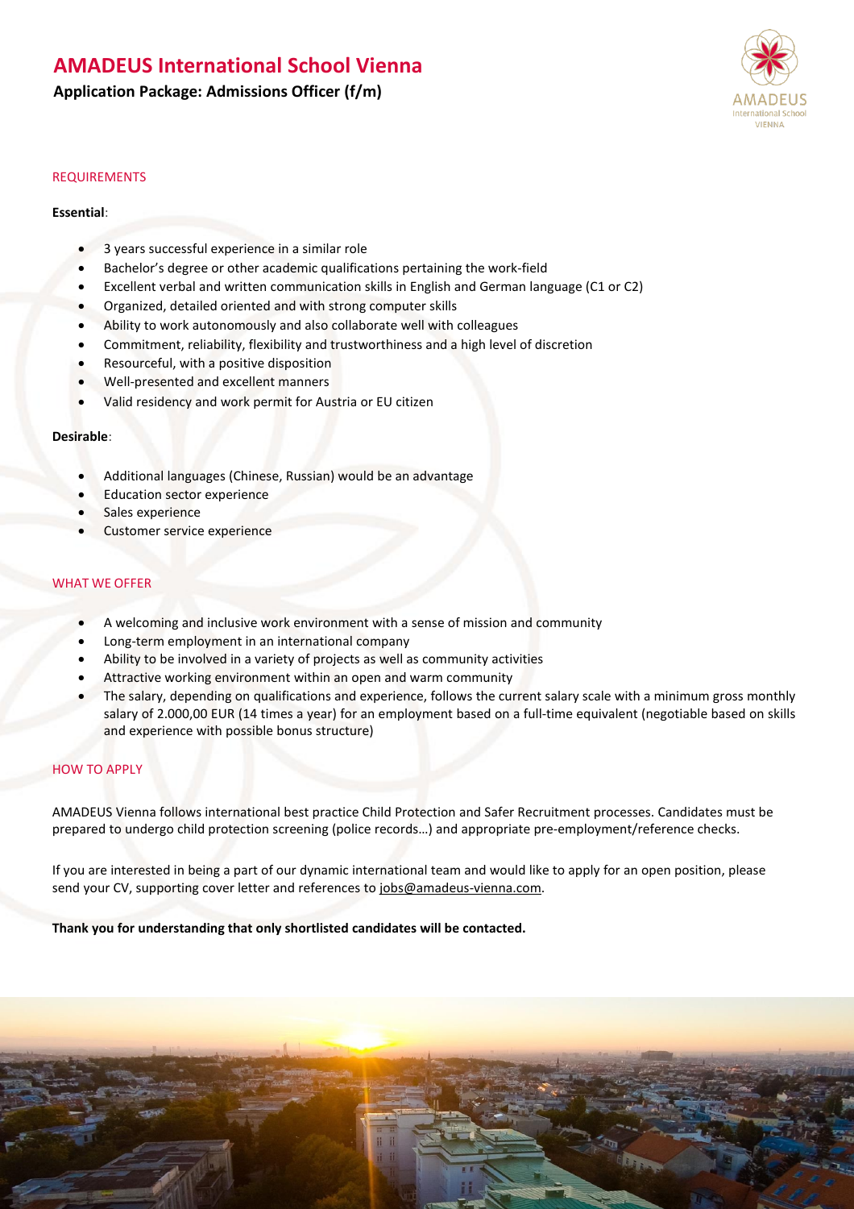# AMADEUS International School Vienna

**Application Package: Admissions Officer (f/m)**

## REQUIREMENTS

**Essential**:

- 3 years successful experience in a similar role
- Bachelor's degree or other academic qualifications pertaining the work-field
- Excellent verbal and written communication skills in English and German language (C1 or C2)
- Organized, detailed oriented and with strong computer skills
- Ability to work autonomously and also collaborate well with colleagues
- Commitment, reliability, flexibility and trustworthiness and a high level of discretion
- Resourceful, with a positive disposition
- Well-presented and excellent manners
- Valid residency and work permit for Austria or EU citizen

**Desirable**:

- Additional languages (Chinese, Russian) would be an advantage
- Education sector experience
- Sales experience
- Customer service experience

## WHAT WE OFFER

- A welcoming and inclusive work environment with a sense of mission and community
- Long-term employment in an international company
- Ability to be involved in a variety of projects as well as community activities
- Attractive working environment within an open and warm community
- The salary, depending on qualifications and experience, follows the current salary scale with a minimum gross monthly salary of 2.000,00 EUR (14 times a year) for an employment based on a full-time equivalent (negotiable based on skills and experience with possible bonus structure)

## HOW TO APPLY

AMADEUS Vienna follows international best practice Child Protection and Safer Recruitment processes. Candidates must be prepared to undergo child protection screening (police records…) and appropriate pre-employment/reference checks.

If you are interested in being a part of our dynamic international team and would like to apply for an open position, please send your CV, supporting cover letter and references to jobs@amadeus-vienna.com.

**Thank you for understanding that only shortlisted candidates will be contacted.**